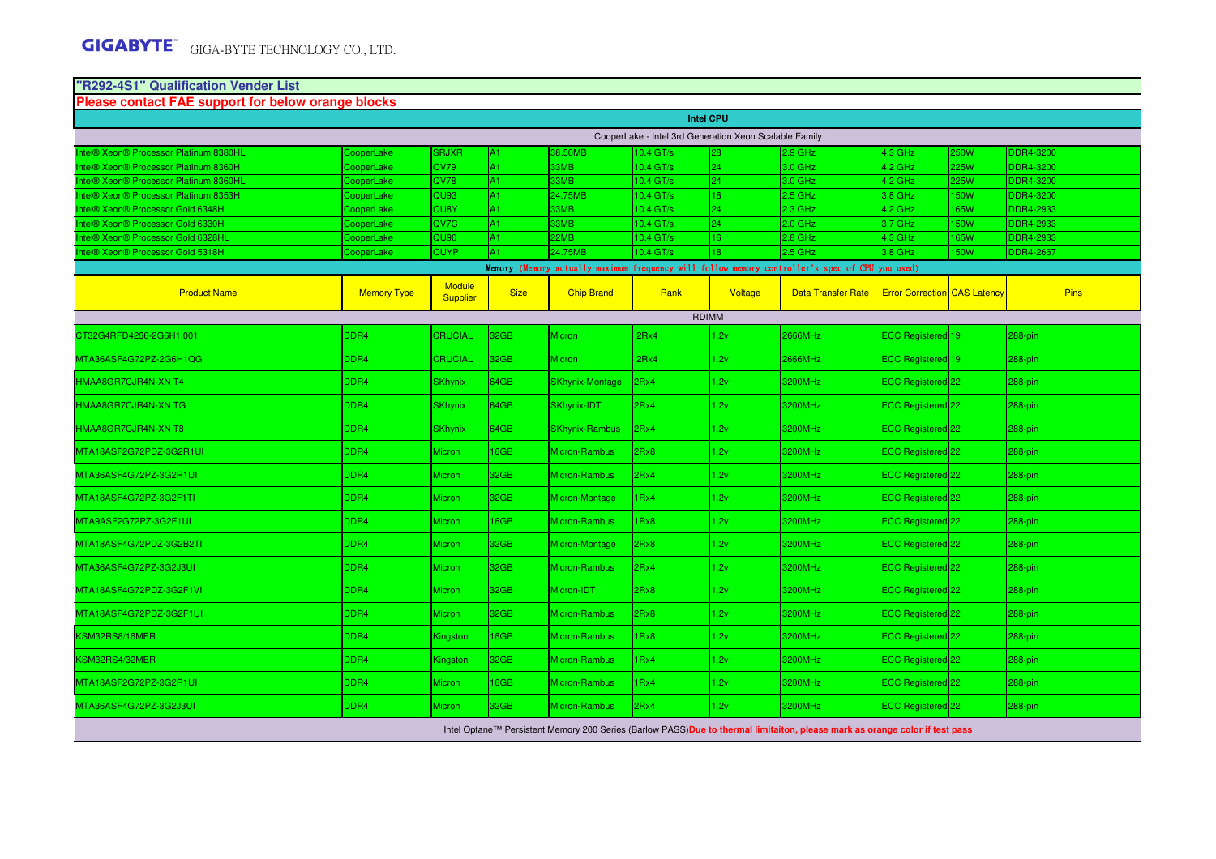**GIGABYTE** GIGA-BYTE TECHNOLOGY CO., LTD.

## "R292-4S1" Qualification Vender List

**Please contact FAE support for below orange blocks**

### Intel CPU

CooperLake - Intel 3rd Generation Xeon Scalable Family

| | | | | | | | | | | |
|---|---|---|---|---|---|---|---|---|---|---|
| Intel® Xeon® Processor Platinum 8380HL | CooperLake | SRJXR | A1 | 38.50MB | 10.4 GT/s | 28 | 2.9 GHz | 4.3 GHz | 250W | DDR4-3200 |
| Intel® Xeon® Processor Platinum 8360H | CooperLake | QV79 | A1 | 33MB | 10.4 GT/s | 24 | 3.0 GHz | 4.2 GHz | 225W | DDR4-3200 |
| Intel® Xeon® Processor Platinum 8360HL | CooperLake | QV78 | A1 | 33MB | 10.4 GT/s | 24 | 3.0 GHz | 4.2 GHz | 225W | DDR4-3200 |
| Intel® Xeon® Processor Platinum 8353H | CooperLake | QU93 | A1 | 24.75MB | 10.4 GT/s | 18 | 2.5 GHz | 3.8 GHz | 150W | DDR4-3200 |
| Intel® Xeon® Processor Gold 6348H | CooperLake | QU8Y | A1 | 33MB | 10.4 GT/s | 24 | 2.3 GHz | 4.2 GHz | 165W | DDR4-2933 |
| Intel® Xeon® Processor Gold 6330H | CooperLake | QV7C | A1 | 33MB | 10.4 GT/s | 24 | 2.0 GHz | 3.7 GHz | 150W | DDR4-2933 |
| Intel® Xeon® Processor Gold 6328HL | CooperLake | QU90 | A1 | 22MB | 10.4 GT/s | 16 | 2.8 GHz | 4.3 GHz | 165W | DDR4-2933 |
| Intel® Xeon® Processor Gold 5318H | CooperLake | QUYP | A1 | 24.75MB | 10.4 GT/s | 18 | 2.5 GHz | 3.8 GHz | 150W | DDR4-2667 |

### Memory (Memory actually maximum frequency will follow memory controller's spec of CPU you used)

| Product Name | Memory Type | Module Supplier | Size | Chip Brand | Rank | Voltage | Data Transfer Rate | Error Correction | CAS Latency | Pins |
|---|---|---|---|---|---|---|---|---|---|---|
| **RDIMM** | | | | | | | | | | |
| CT32G4RFD4266-2G6H1.001 | DDR4 | CRUCIAL | 32GB | Micron | 2Rx4 | 1.2v | 2666MHz | ECC Registered | 19 | 288-pin |
| MTA36ASF4G72PZ-2G6H1QG | DDR4 | CRUCIAL | 32GB | Micron | 2Rx4 | 1.2v | 2666MHz | ECC Registered | 19 | 288-pin |
| HMAA8GR7CJR4N-XN T4 | DDR4 | SKhynix | 64GB | SKhynix-Montage | 2Rx4 | 1.2v | 3200MHz | ECC Registered | 22 | 288-pin |
| HMAA8GR7CJR4N-XN TG | DDR4 | SKhynix | 64GB | SKhynix-IDT | 2Rx4 | 1.2v | 3200MHz | ECC Registered | 22 | 288-pin |
| HMAA8GR7CJR4N-XN T8 | DDR4 | SKhynix | 64GB | SKhynix-Rambus | 2Rx4 | 1.2v | 3200MHz | ECC Registered | 22 | 288-pin |
| MTA18ASF2G72PDZ-3G2R1UI | DDR4 | Micron | 16GB | Micron-Rambus | 2Rx8 | 1.2v | 3200MHz | ECC Registered | 22 | 288-pin |
| MTA36ASF4G72PZ-3G2R1UI | DDR4 | Micron | 32GB | Micron-Rambus | 2Rx4 | 1.2v | 3200MHz | ECC Registered | 22 | 288-pin |
| MTA18ASF4G72PZ-3G2F1TI | DDR4 | Micron | 32GB | Micron-Montage | 1Rx4 | 1.2v | 3200MHz | ECC Registered | 22 | 288-pin |
| MTA9ASF2G72PZ-3G2F1UI | DDR4 | Micron | 16GB | Micron-Rambus | 1Rx8 | 1.2v | 3200MHz | ECC Registered | 22 | 288-pin |
| MTA18ASF4G72PDZ-3G2B2TI | DDR4 | Micron | 32GB | Micron-Montage | 2Rx8 | 1.2v | 3200MHz | ECC Registered | 22 | 288-pin |
| MTA36ASF4G72PZ-3G2J3UI | DDR4 | Micron | 32GB | Micron-Rambus | 2Rx4 | 1.2v | 3200MHz | ECC Registered | 22 | 288-pin |
| MTA18ASF4G72PDZ-3G2F1VI | DDR4 | Micron | 32GB | Micron-IDT | 2Rx8 | 1.2v | 3200MHz | ECC Registered | 22 | 288-pin |
| MTA18ASF4G72PDZ-3G2F1UI | DDR4 | Micron | 32GB | Micron-Rambus | 2Rx8 | 1.2v | 3200MHz | ECC Registered | 22 | 288-pin |
| KSM32RS8/16MER | DDR4 | Kingston | 16GB | Micron-Rambus | 1Rx8 | 1.2v | 3200MHz | ECC Registered | 22 | 288-pin |
| KSM32RS4/32MER | DDR4 | Kingston | 32GB | Micron-Rambus | 1Rx4 | 1.2v | 3200MHz | ECC Registered | 22 | 288-pin |
| MTA18ASF2G72PZ-3G2R1UI | DDR4 | Micron | 16GB | Micron-Rambus | 1Rx4 | 1.2v | 3200MHz | ECC Registered | 22 | 288-pin |
| MTA36ASF4G72PZ-3G2J3UI | DDR4 | Micron | 32GB | Micron-Rambus | 2Rx4 | 1.2v | 3200MHz | ECC Registered | 22 | 288-pin |

Intel Optane™ Persistent Memory 200 Series (Barlow PASS) **Due to thermal limitaiton, please mark as orange color if test pass**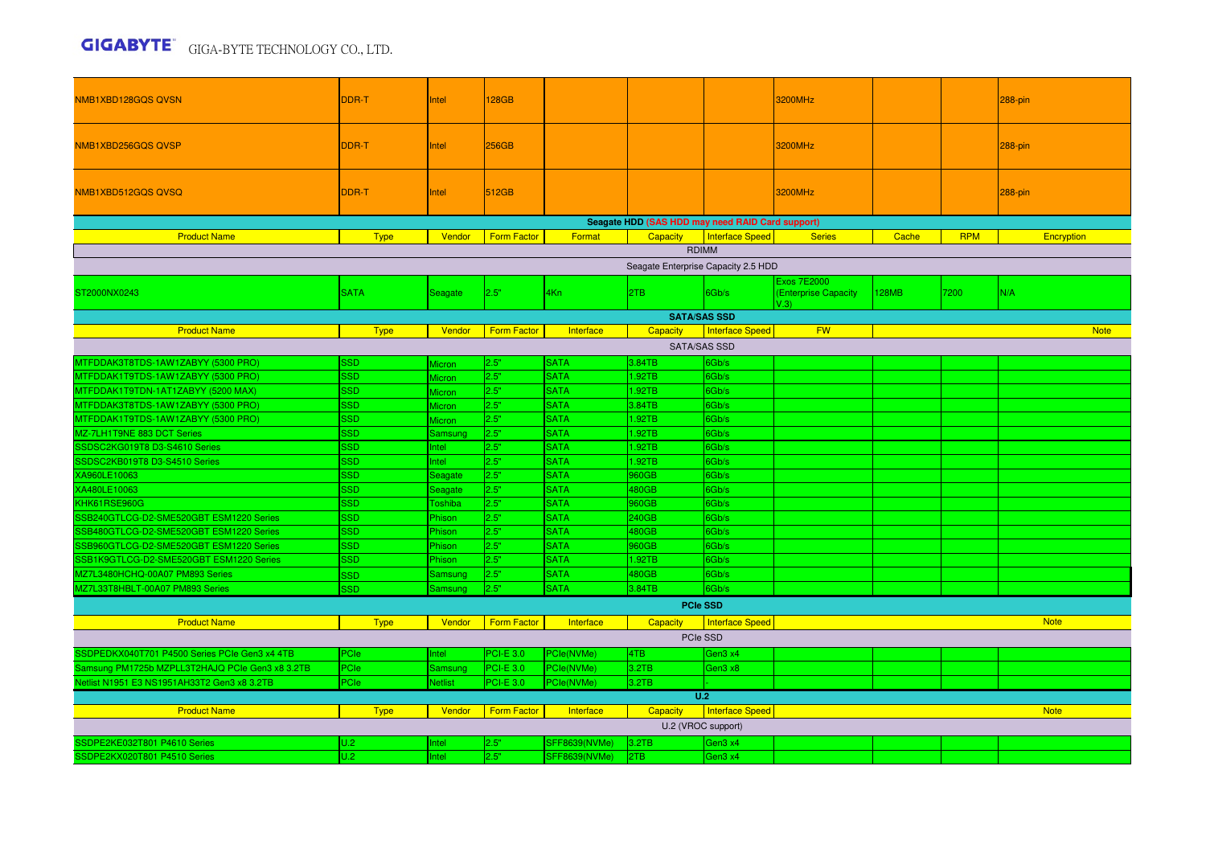| | | | | | | | | | | |
|---|---|---|---|---|---|---|---|---|---|---|
| NMB1XBD128GQS QVSN | DDR-T | Intel | 128GB | | | | 3200MHz | | | 288-pin |
| NMB1XBD256GQS QVSP | DDR-T | Intel | 256GB | | | | 3200MHz | | | 288-pin |
| NMB1XBD512GQS QVSQ | DDR-T | Intel | 512GB | | | | 3200MHz | | | 288-pin |

**Seagate HDD (SAS HDD may need RAID Card support)**

| Product Name | Type | Vendor | Form Factor | Format | Capacity | Interface Speed | Series | Cache | RPM | Encryption |
|---|---|---|---|---|---|---|---|---|---|---|
| RDIMM | | | | | | | | | | |
| Seagate Enterprise Capacity 2.5 HDD | | | | | | | | | | |
| ST2000NX0243 | SATA | Seagate | 2.5" | 4Kn | 2TB | 6Gb/s | Exos 7E2000 (Enterprise Capacity V.3) | 128MB | 7200 | N/A |

**SATA/SAS SSD**

| Product Name | Type | Vendor | Form Factor | Interface | Capacity | Interface Speed | FW | Note |
|---|---|---|---|---|---|---|---|---|
| SATA/SAS SSD | | | | | | | | |
| MTFDDAK3T8TDS-1AW1ZABYY (5300 PRO) | SSD | Micron | 2.5" | SATA | 3.84TB | 6Gb/s | | |
| MTFDDAK1T9TDS-1AW1ZABYY (5300 PRO) | SSD | Micron | 2.5" | SATA | 1.92TB | 6Gb/s | | |
| MTFDDAK1T9TDN-1AT1ZABYY (5200 MAX) | SSD | Micron | 2.5" | SATA | 1.92TB | 6Gb/s | | |
| MTFDDAK3T8TDS-1AW1ZABYY (5300 PRO) | SSD | Micron | 2.5" | SATA | 3.84TB | 6Gb/s | | |
| MTFDDAK1T9TDS-1AW1ZABYY (5300 PRO) | SSD | Micron | 2.5" | SATA | 1.92TB | 6Gb/s | | |
| MZ-7LH1T9NE 883 DCT Series | SSD | Samsung | 2.5" | SATA | 1.92TB | 6Gb/s | | |
| SSDSC2KG019T8 D3-S4610 Series | SSD | Intel | 2.5" | SATA | 1.92TB | 6Gb/s | | |
| SSDSC2KB019T8 D3-S4510 Series | SSD | Intel | 2.5" | SATA | 1.92TB | 6Gb/s | | |
| XA960LE10063 | SSD | Seagate | 2.5" | SATA | 960GB | 6Gb/s | | |
| XA480LE10063 | SSD | Seagate | 2.5" | SATA | 480GB | 6Gb/s | | |
| KHK61RSE960G | SSD | Toshiba | 2.5" | SATA | 960GB | 6Gb/s | | |
| SSB240GTLCG-D2-SME520GBT ESM1220 Series | SSD | Phison | 2.5" | SATA | 240GB | 6Gb/s | | |
| SSB480GTLCG-D2-SME520GBT ESM1220 Series | SSD | Phison | 2.5" | SATA | 480GB | 6Gb/s | | |
| SSB960GTLCG-D2-SME520GBT ESM1220 Series | SSD | Phison | 2.5" | SATA | 960GB | 6Gb/s | | |
| SSB1K9GTLCG-D2-SME520GBT ESM1220 Series | SSD | Phison | 2.5" | SATA | 1.92TB | 6Gb/s | | |
| MZ7L3480HCHQ-00A07 PM893 Series | SSD | Samsung | 2.5" | SATA | 480GB | 6Gb/s | | |
| MZ7L33T8HBLT-00A07 PM893 Series | SSD | Samsung | 2.5" | SATA | 3.84TB | 6Gb/s | | |

**PCIe SSD**

| Product Name | Type | Vendor | Form Factor | Interface | Capacity | Interface Speed | Note |
|---|---|---|---|---|---|---|---|
| PCIe SSD | | | | | | | |
| SSDPEDKX040T701 P4500 Series PCIe Gen3 x4 4TB | PCIe | Intel | PCI-E 3.0 | PCIe(NVMe) | 4TB | Gen3 x4 | |
| Samsung PM1725b MZPLL3T2HAJQ PCIe Gen3 x8 3.2TB | PCIe | Samsung | PCI-E 3.0 | PCIe(NVMe) | 3.2TB | Gen3 x8 | |
| Netlist N1951 E3 NS1951AH33T2 Gen3 x8 3.2TB | PCIe | Netlist | PCI-E 3.0 | PCIe(NVMe) | 3.2TB | - | |

**U.2**

| Product Name | Type | Vendor | Form Factor | Interface | Capacity | Interface Speed | Note |
|---|---|---|---|---|---|---|---|
| U.2 (VROC support) | | | | | | | |
| SSDPE2KE032T801 P4610 Series | U.2 | Intel | 2.5" | SFF8639(NVMe) | 3.2TB | Gen3 x4 | |
| SSDPE2KX020T801 P4510 Series | U.2 | Intel | 2.5" | SFF8639(NVMe) | 2TB | Gen3 x4 | |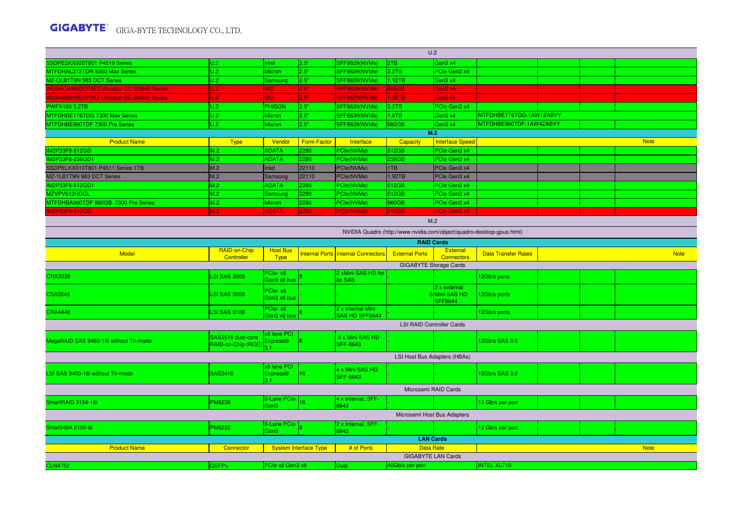## U.2

| | | | | | | | | | | |
|---|---|---|---|---|---|---|---|---|---|---|
| SSDPE2KX020T801 P4510 Series | U.2 | Intel | 2.5" | SFF8639(NVMe) | 2TB | Gen3 x4 | | | | |
| MTFDHAL3T2TDR 9300 Max Series | U.2 | Micron | 2.5" | SFF8639(NVMe) | 3.2TB | PCIe Gen3 x4 | | | | |
| MZ-QLB1T9N 983 DCT Series | U.2 | Samsung | 2.5" | SFF8639(NVMe) | 1.92TB | Gen3 x4 | | | | |
| WUS4CB080D7P3E3 Ultrastar DC SN640 Series | U.2 | WD | 2.5" | SFF8639(NVMe) | 800GB | Gen3 x4 | | | | |
| WUS4BB019D7P3E3 Ultrastar DC SN640 Series | U.2 | WD | 2.5" | SFF8639(NVMe) | 1.92TB | Gen3 x4 | | | | |
| PWFX100 3.2TB | U.2 | PHISON | 2.5" | SFF8639(NVMe) | 3.2TB | PCIe Gen3 x4 | | | | |
| MTFDHBE1T6TDG 7300 Max Series | U.2 | Micron | 2.5" | SFF8639(NVMe) | 1.6TB | Gen3 x4 | MTFDHBE1T6TDG-1AW1ZABYY | | | |
| MTFDHBE960TDF 7300 Pro Series | U.2 | Micron | 2.5" | SFF8639(NVMe) | 960GB | Gen3 x4 | MTFDHBE960TDF-1AW4ZABYY | | | |

## M.2

| Product Name | Type | Vendor | Form Factor | Interface | Capacity | Interface Speed | Note | | | |
|---|---|---|---|---|---|---|---|---|---|---|
| IM2P33F8-512GD | M.2 | ADATA | 2280 | PCIe(NVMe) | 512GB | PCIe Gen3 x4 | | | | |
| IM2P33F8-256GD1 | M.2 | ADATA | 2280 | PCIe(NVMe) | 256GB | PCIe Gen3 x4 | | | | |
| SSDPELKX010T801 P4511 Series 1TB | M.2 | Intel | 22110 | PCIe(NVMe) | 1TB | PCIe Gen3 x4 | | | | |
| MZ-1LB1T9N 983 DCT Series | M.2 | Samsung | 22110 | PCIe(NVMe) | 1.92TB | PCIe Gen3 x4 | | | | |
| IM2P33F8-512GD1 | M.2 | ADATA | 2280 | PCIe(NVMe) | 512GB | PCIe Gen3 x4 | | | | |
| MZVPV512HDGL | M.2 | Samsung | 2280 | PCIe(NVMe) | 512GB | PCIe Gen3 x4 | | | | |
| MTFDHBA960TDF 960GB 7300 Pro Series | M.2 | Micron | 2280 | PCIe(NVMe) | 960GB | PCIe Gen3 x4 | | | | |
| IM2P33F8-512GD | M.2 | ADATA | 2280 | PCIe(NVMe) | 512GB | PCIe Gen3 x4 | | | | |

M.2

NVIDIA Quadro (http://www.nvidia.com/object/quadro-desktop-gpus.html)

## RAID Cards

| Model | RAID-on-Chip Controller | Host Bus Type | Internal Ports | Internal Connectors | External Ports | External Connectors | Data Transfer Rates | | | Note |
|---|---|---|---|---|---|---|---|---|---|---|
| **GIGABYTE Storage Cards** | | | | | | | | | | |
| CRA3338 | LSI SAS 3008 | PCIe- x8 Gen3 x8 bus | 8 | 2 xMini-SAS HD for 8x SAS | - | - | 12Gb/s ports | | | |
| CSA3548 | LSI SAS 3008 | PCIe- x8 Gen3 x8 bus | - | - | | 8 | 2 x external Mini-SAS HD SFF8644 | 12Gb/s ports | | |
| CRA4448 | LSI SAS 3108 | PCIe- x8 Gen3 x8 bus | 8 | 2 x internal Mini-SAS HD SFF8643 | - | - | 12Gb/s ports | | | |
| **LSI RAID Controller Cards** | | | | | | | | | | |
| MegaRAID SAS 9460-16i without Tri-mode | SAS3516 dual-core RAID-on-Chip (ROC) | x8 lane PCI Express® 3.1 | 8 | 4 x Mini-SAS HD SFF-8643 | - | - | 12Gb/s SAS 3.0 | | | |
| **LSI Host Bus Adapters (HBAs)** | | | | | | | | | | |
| LSI SAS 9400-16i without Tri-mode | SAS3416 | x8 lane PCI Express® 3.1 | 16 | 4 x Mini-SAS HD SFF-8643 | - | - | 12Gb/s SAS 3.0 | | | |
| **Microsemi RAID Cards** | | | | | | | | | | |
| SmartRAID 3154-16i | PM8236 | 8-Lane PCIe Gen3 | 16 | 4 x Internal, SFF-8643 | - | - | 12 Gb/s per port | | | |
| **Microsemi Host Bus Adapters** | | | | | | | | | | |
| SmartHBA 2100-8i | PM8222 | 8-Lane PCIe Gen3 | 8 | 2 x Internal, SFF-8643 | - | - | 12 Gb/s per port | | | |

## LAN Cards

| Product Name | Connector | System Interface Type | # of Ports | Data Rate | Note |
|---|---|---|---|---|---|
| **GIGABYTE LAN Cards** | | | | | |
| CLN4752 | QSFP+ | PCIe x8 Gen3 x8 | Dual | 40Gb/s per port | INTEL XL710 |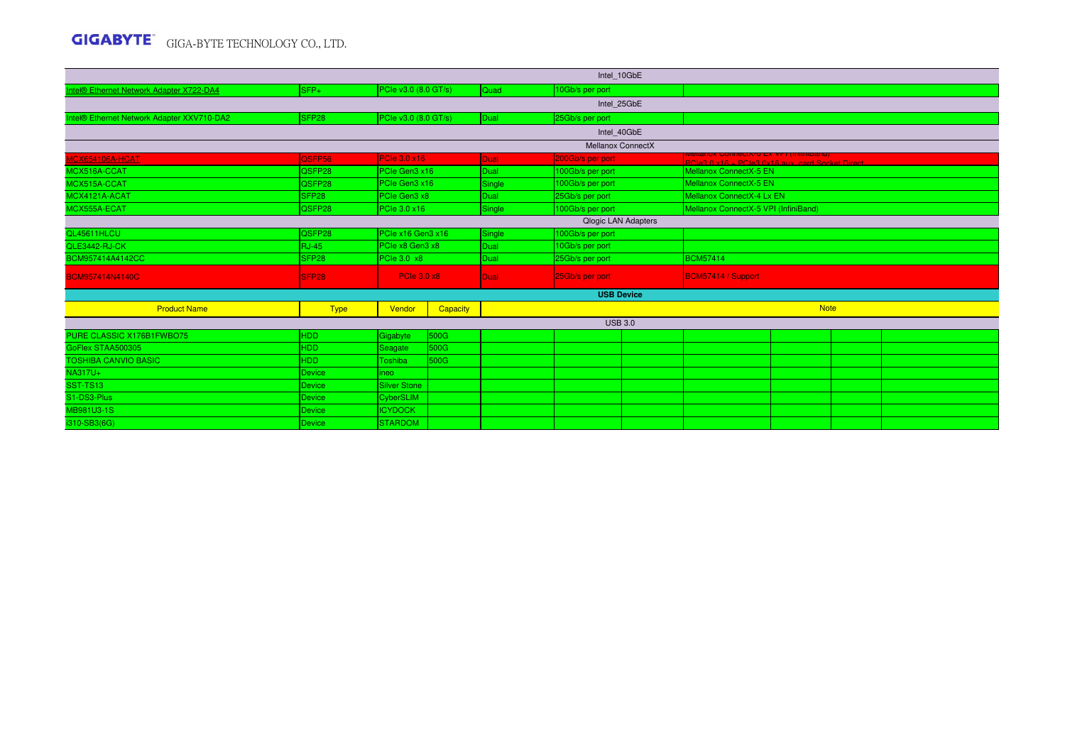| | | | | | | | | | |
|---|---|---|---|---|---|---|---|---|---|
| Intel_10GbE | | | | | | | | | |
| Intel® Ethernet Network Adapter X722-DA4 | SFP+ | PCIe v3.0 (8.0 GT/s) | | Quad | 10Gb/s per port | | | | |
| Intel_25GbE | | | | | | | | | |
| Intel® Ethernet Network Adapter XXV710-DA2 | SFP28 | PCIe v3.0 (8.0 GT/s) | | Dual | 25Gb/s per port | | | | |
| Intel_40GbE | | | | | | | | | |
| Mellanox ConnectX | | | | | | | | | |
| MCX654106A-HCAT | QSFP56 | PCIe 3.0 x16 | | Dual | 200Gb/s per port | | Mellanox ConnectX-6 EX VPI (InfiniBand) PCIe3.0 x16 + PCIe3.0x16 aux. card Socket Direct | | |
| MCX516A-CCAT | QSFP28 | PCIe Gen3 x16 | | Dual | 100Gb/s per port | | Mellanox ConnectX-5 EN | | |
| MCX515A-CCAT | QSFP28 | PCIe Gen3 x16 | | Single | 100Gb/s per port | | Mellanox ConnectX-5 EN | | |
| MCX4121A-ACAT | SFP28 | PCIe Gen3 x8 | | Dual | 25Gb/s per port | | Mellanox ConnectX-4 Lx EN | | |
| MCX555A-ECAT | QSFP28 | PCIe 3.0 x16 | | Single | 100Gb/s per port | | Mellanox ConnectX-5 VPI (InfiniBand) | | |
| Qlogic LAN Adapters | | | | | | | | | |
| QL45611HLCU | QSFP28 | PCIe x16 Gen3 x16 | | Single | 100Gb/s per port | | | | |
| QLE3442-RJ-CK | RJ-45 | PCIe x8 Gen3 x8 | | Dual | 10Gb/s per port | | | | |
| BCM957414A4142CC | SFP28 | PCIe 3.0 x8 | | Dual | 25Gb/s per port | | BCM57414 | | |
| BCM957414N4140C | SFP28 | PCIe 3.0 x8 | | Dual | 25Gb/s per port | | BCM57414 / Support | | |
| **USB Device** | | | | | | | | | |
| Product Name | Type | Vendor | Capacity | Note | | | | | |
| USB 3.0 | | | | | | | | | |
| PURE CLASSIC X176B1FWBO75 | HDD | Gigabyte | 500G | | | | | | |
| GoFlex STAA500305 | HDD | Seagate | 500G | | | | | | |
| TOSHIBA CANVIO BASIC | HDD | Toshiba | 500G | | | | | | |
| NA317U+ | Device | ineo | | | | | | | |
| SST-TS13 | Device | Silver Stone | | | | | | | |
| S1-DS3-Plus | Device | CyberSLIM | | | | | | | |
| MB981U3-1S | Device | ICYDOCK | | | | | | | |
| i310-SB3(6G) | Device | STARDOM | | | | | | | |